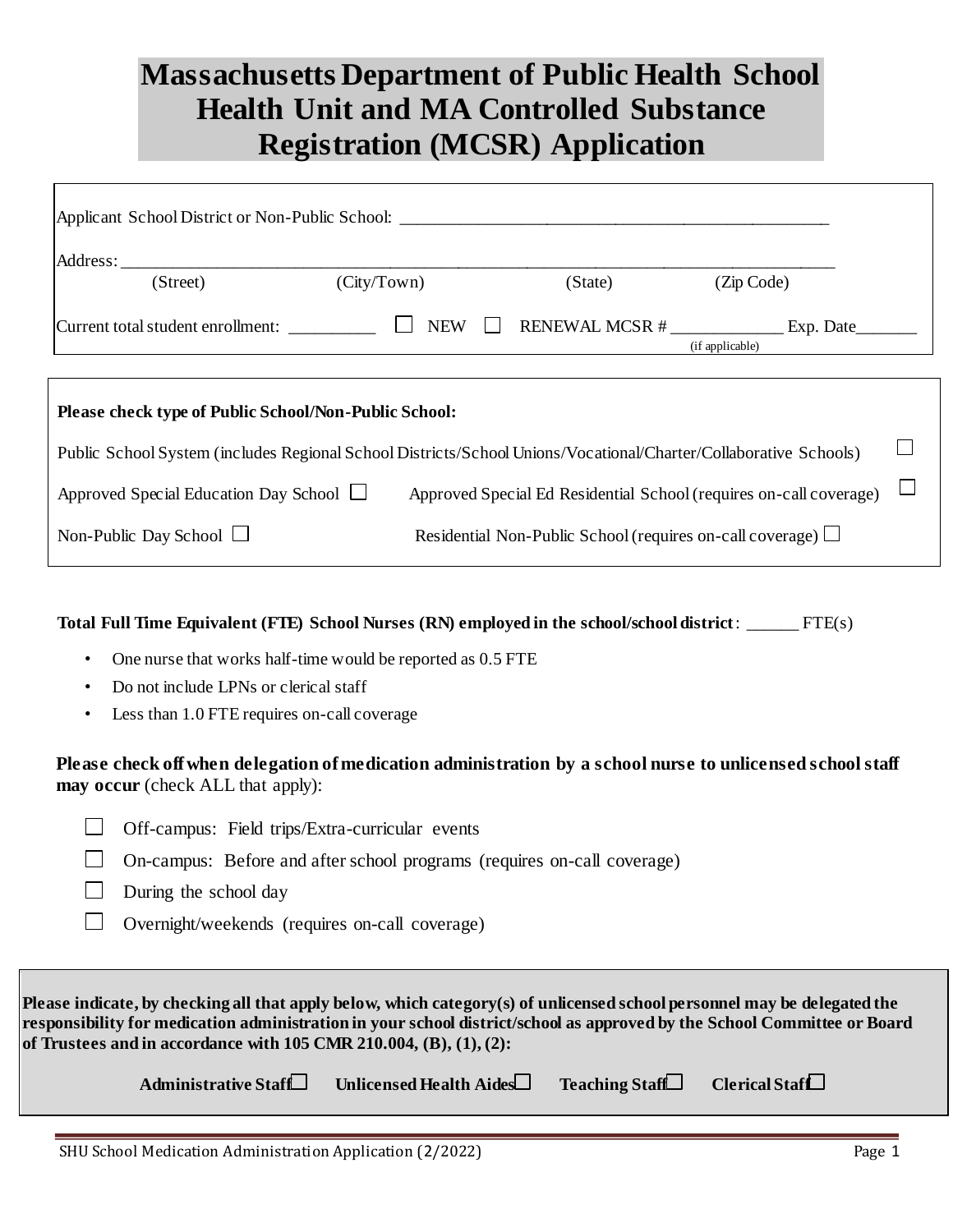# Massachusetts Department of Public Health School Health Unit and MA Controlled Substance Registration (MCSR) Application

Applicant School District or Non-Public School: ___________________________________________________

Address: ______________________________________________________________________________
(Street) (City/Town) (State) (Zip Code)

Current total student enrollment: __________ ☐ NEW ☐ RENEWAL MCSR # _____________ Exp. Date_______
(if applicable)

**Please check type of Public School/Non-Public School:**

Public School System (includes Regional School Districts/School Unions/Vocational/Charter/Collaborative Schools) ☐

Approved Special Education Day School ☐ Approved Special Ed Residential School (requires on-call coverage) ☐

Non-Public Day School ☐ Residential Non-Public School (requires on-call coverage) ☐

**Total Full Time Equivalent (FTE) School Nurses (RN) employed in the school/school district**: ______ FTE(s)

- One nurse that works half-time would be reported as 0.5 FTE
- Do not include LPNs or clerical staff
- Less than 1.0 FTE requires on-call coverage

**Please check off when delegation of medication administration by a school nurse to unlicensed school staff may occur** (check ALL that apply):

- ☐ Off-campus: Field trips/Extra-curricular events
- ☐ On-campus: Before and after school programs (requires on-call coverage)
- ☐ During the school day
- ☐ Overnight/weekends (requires on-call coverage)

**Please indicate, by checking all that apply below, which category(s) of unlicensed school personnel may be delegated the responsibility for medication administration in your school district/school as approved by the School Committee or Board of Trustees and in accordance with 105 CMR 210.004, (B), (1), (2):**

**Administrative Staff** ☐ **Unlicensed Health Aides** ☐ **Teaching Staff** ☐ **Clerical Staff** ☐

SHU School Medication Administration Application (2/2022)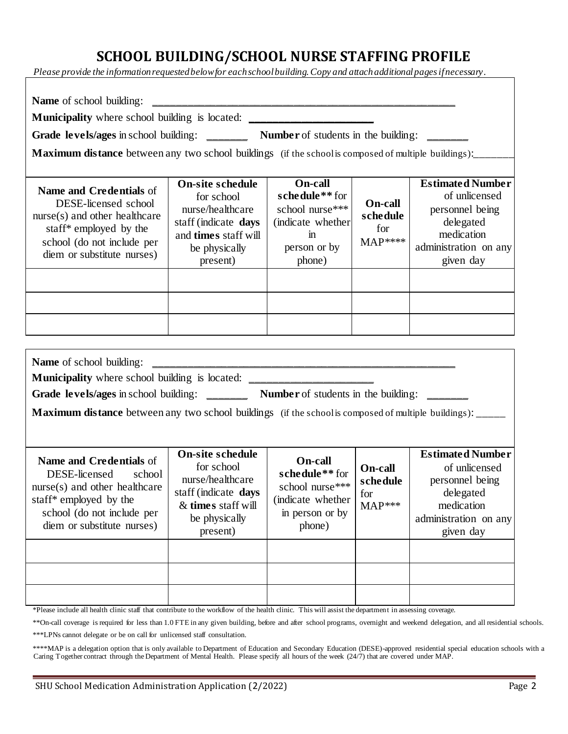# SCHOOL BUILDING/SCHOOL NURSE STAFFING PROFILE

*Please provide the information requested below for each school building. Copy and attach additional pages if necessary.*

**Name** of school building: ______________________________________________________

**Municipality** where school building is located: ____________________

**Grade levels/ages** in school building: _______ **Number** of students in the building: _______

**Maximum distance** between any two school buildings (if the school is composed of multiple buildings):_______

| **Name and Credentials** of DESE-licensed school nurse(s) and other healthcare staff* employed by the school (do not include per diem or substitute nurses) | **On-site schedule** for school nurse/healthcare staff (indicate **days** and **times** staff will be physically present) | **On-call schedule**** for school nurse*** (indicate whether in person or by phone) | **On-call schedule** for MAP**** | **Estimated Number** of unlicensed personnel being delegated medication administration on any given day |
|---|---|---|---|---|
| | | | | |
| | | | | |
| | | | | |

**Name** of school building: ______________________________________________________

**Municipality** where school building is located: ____________________

**Grade levels/ages** in school building: _______ **Number** of students in the building: _______

**Maximum distance** between any two school buildings (if the school is composed of multiple buildings): ______

| **Name and Credentials** of DESE-licensed school nurse(s) and other healthcare staff* employed by the school (do not include per diem or substitute nurses) | **On-site schedule** for school nurse/healthcare staff (indicate **days** & **times** staff will be physically present) | **On-call schedule**** for school nurse*** (indicate whether in person or by phone) | **On-call schedule** for MAP*** | **Estimated Number** of unlicensed personnel being delegated medication administration on any given day |
|---|---|---|---|---|
| | | | | |
| | | | | |
| | | | | |

*Please include all health clinic staff that contribute to the workflow of the health clinic. This will assist the department in assessing coverage.

**On-call coverage is required for less than 1.0 FTE in any given building, before and after school programs, overnight and weekend delegation, and all residential schools.

***LPNs cannot delegate or be on call for unlicensed staff consultation.

****MAP is a delegation option that is only available to Department of Education and Secondary Education (DESE)-approved residential special education schools with a Caring Together contract through the Department of Mental Health. Please specify all hours of the week (24/7) that are covered under MAP.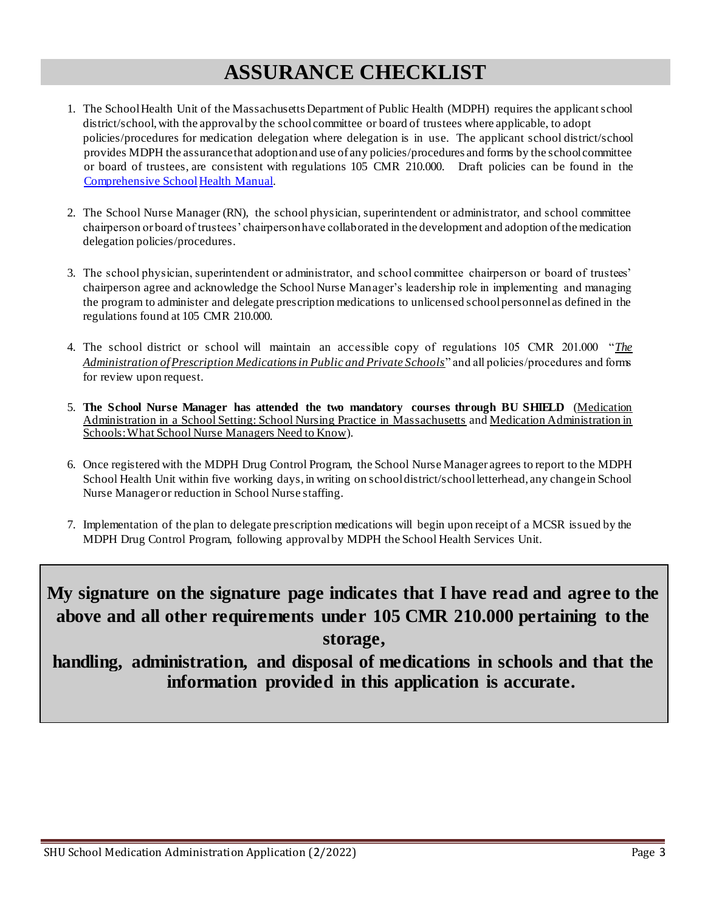# ASSURANCE CHECKLIST

1. The School Health Unit of the Massachusetts Department of Public Health (MDPH) requires the applicant school district/school, with the approval by the school committee or board of trustees where applicable, to adopt policies/procedures for medication delegation where delegation is in use. The applicant school district/school provides MDPH the assurance that adoption and use of any policies/procedures and forms by the school committee or board of trustees, are consistent with regulations 105 CMR 210.000. Draft policies can be found in the Comprehensive School Health Manual.

2. The School Nurse Manager (RN), the school physician, superintendent or administrator, and school committee chairperson or board of trustees' chairperson have collaborated in the development and adoption of the medication delegation policies/procedures.

3. The school physician, superintendent or administrator, and school committee chairperson or board of trustees' chairperson agree and acknowledge the School Nurse Manager's leadership role in implementing and managing the program to administer and delegate prescription medications to unlicensed school personnel as defined in the regulations found at 105 CMR 210.000.

4. The school district or school will maintain an accessible copy of regulations 105 CMR 201.000 "*The Administration of Prescription Medications in Public and Private Schools*" and all policies/procedures and forms for review upon request.

5. **The School Nurse Manager has attended the two mandatory courses through BU SHIELD** (Medication Administration in a School Setting: School Nursing Practice in Massachusetts and Medication Administration in Schools: What School Nurse Managers Need to Know).

6. Once registered with the MDPH Drug Control Program, the School Nurse Manager agrees to report to the MDPH School Health Unit within five working days, in writing on school district/school letterhead, any change in School Nurse Manager or reduction in School Nurse staffing.

7. Implementation of the plan to delegate prescription medications will begin upon receipt of a MCSR issued by the MDPH Drug Control Program, following approval by MDPH the School Health Services Unit.

**My signature on the signature page indicates that I have read and agree to the above and all other requirements under 105 CMR 210.000 pertaining to the storage, handling, administration, and disposal of medications in schools and that the information provided in this application is accurate.**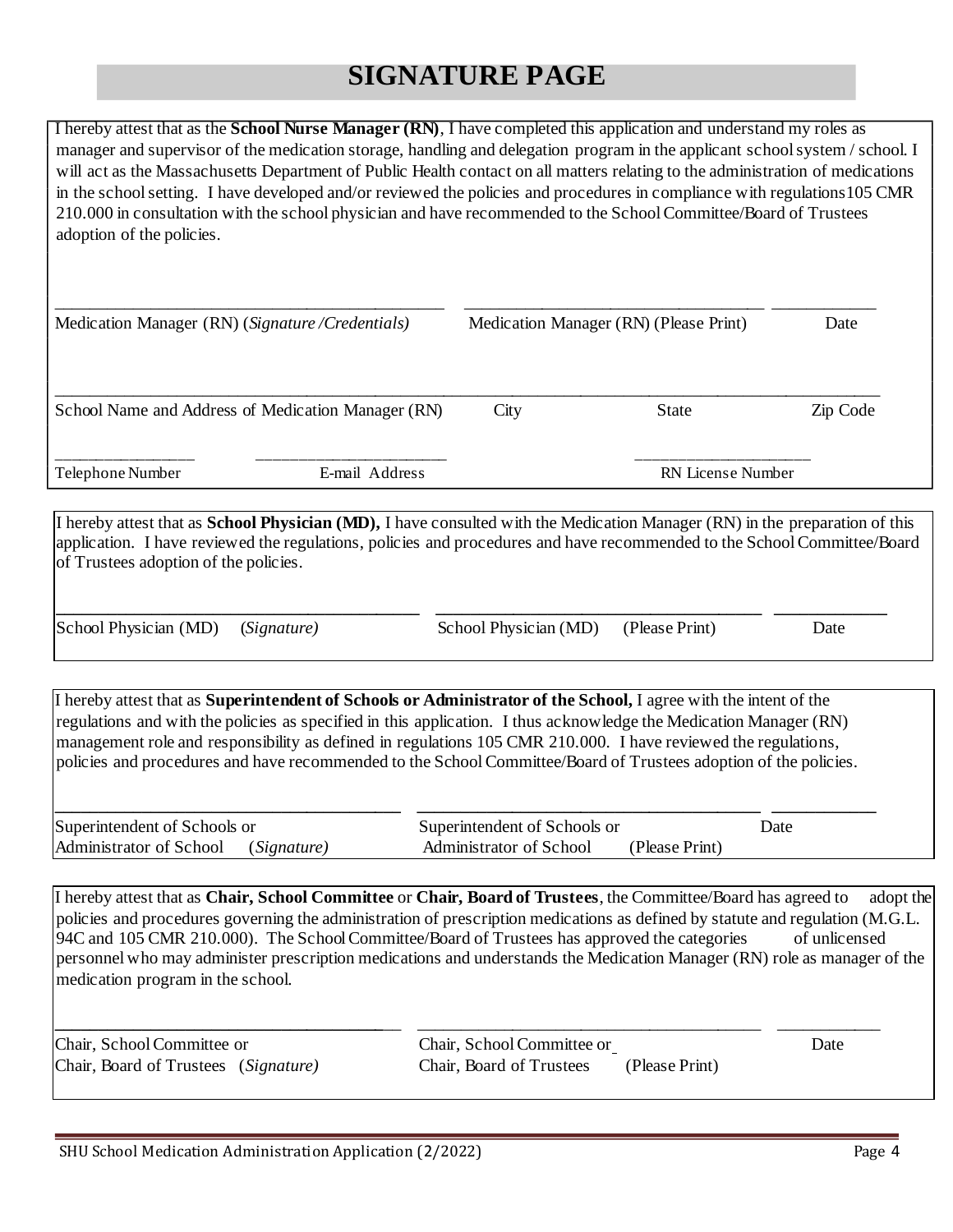# SIGNATURE PAGE

I hereby attest that as the **School Nurse Manager (RN)**, I have completed this application and understand my roles as manager and supervisor of the medication storage, handling and delegation program in the applicant school system / school. I will act as the Massachusetts Department of Public Health contact on all matters relating to the administration of medications in the school setting. I have developed and/or reviewed the policies and procedures in compliance with regulations105 CMR 210.000 in consultation with the school physician and have recommended to the School Committee/Board of Trustees adoption of the policies.

| _______________________________ | _______________________________ | ____________ |
|---|---|---|
| Medication Manager (RN) (*Signature /Credentials)* | Medication Manager (RN) (Please Print) | Date |

| _______________________________ | | | |
|---|---|---|---|
| School Name and Address of Medication Manager (RN) | City | State | Zip Code |

| ______________ | ______________ | ______________ |
|---|---|---|
| Telephone Number | E-mail Address | RN License Number |

I hereby attest that as **School Physician (MD),** I have consulted with the Medication Manager (RN) in the preparation of this application. I have reviewed the regulations, policies and procedures and have recommended to the School Committee/Board of Trustees adoption of the policies.

| _______________________________ | _______________________________ | ____________ |
|---|---|---|
| School Physician (MD) (*Signature)* | School Physician (MD) (Please Print) | Date |

I hereby attest that as **Superintendent of Schools or Administrator of the School,** I agree with the intent of the regulations and with the policies as specified in this application. I thus acknowledge the Medication Manager (RN) management role and responsibility as defined in regulations 105 CMR 210.000. I have reviewed the regulations, policies and procedures and have recommended to the School Committee/Board of Trustees adoption of the policies.

| _______________________________ | _______________________________ | ____________ |
|---|---|---|
| Superintendent of Schools or Administrator of School (*Signature)* | Superintendent of Schools or Administrator of School (Please Print) | Date |

I hereby attest that as **Chair, School Committee** or **Chair, Board of Trustees**, the Committee/Board has agreed to adopt the policies and procedures governing the administration of prescription medications as defined by statute and regulation (M.G.L. 94C and 105 CMR 210.000). The School Committee/Board of Trustees has approved the categories of unlicensed personnel who may administer prescription medications and understands the Medication Manager (RN) role as manager of the medication program in the school.

| _______________________________ | _______________________________ | ____________ |
|---|---|---|
| Chair, School Committee or Chair, Board of Trustees (*Signature)* | Chair, School Committee or Chair, Board of Trustees (Please Print) | Date |

SHU School Medication Administration Application (2/2022)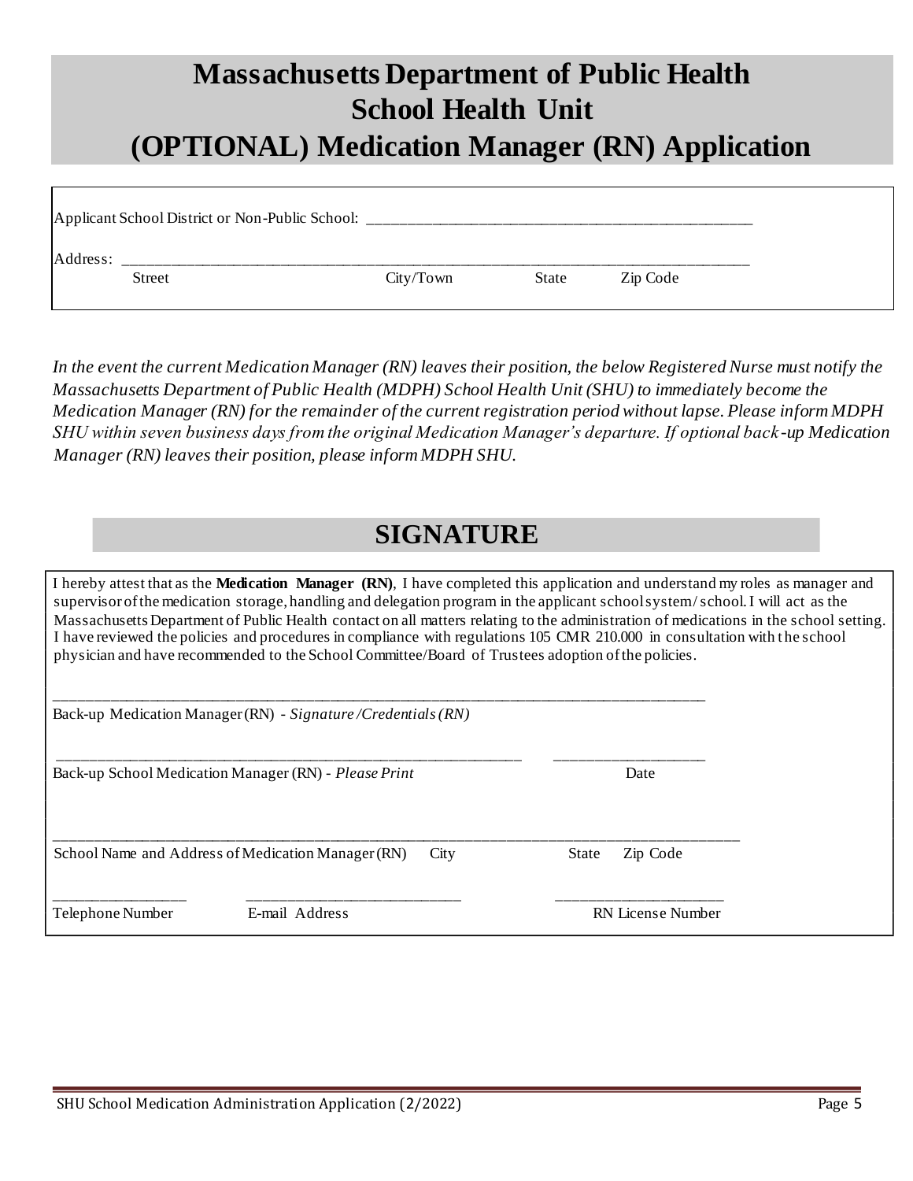# Massachusetts Department of Public Health
# School Health Unit
# (OPTIONAL) Medication Manager (RN) Application

Applicant School District or Non-Public School: ______________________________________________

Address: ________________________________________________________________________

Street | City/Town | State | Zip Code

*In the event the current Medication Manager (RN) leaves their position, the below Registered Nurse must notify the Massachusetts Department of Public Health (MDPH) School Health Unit (SHU) to immediately become the Medication Manager (RN) for the remainder of the current registration period without lapse. Please inform MDPH SHU within seven business days from the original Medication Manager's departure. If optional back-up Medication Manager (RN) leaves their position, please inform MDPH SHU.*

## SIGNATURE

I hereby attest that as the **Medication Manager (RN)**, I have completed this application and understand my roles as manager and supervisor of the medication storage, handling and delegation program in the applicant school system/school. I will act as the Massachusetts Department of Public Health contact on all matters relating to the administration of medications in the school setting. I have reviewed the policies and procedures in compliance with regulations 105 CMR 210.000 in consultation with the school physician and have recommended to the School Committee/Board of Trustees adoption of the policies.

________________________________________________________________________

Back-up Medication Manager (RN) - *Signature /Credentials (RN)*

____________________________________________________ __________________

Back-up School Medication Manager (RN) - *Please Print* Date

________________________________________________________________________

School Name and Address of Medication Manager (RN) City State Zip Code

________________ ________________________ ____________________

Telephone Number E-mail Address RN License Number